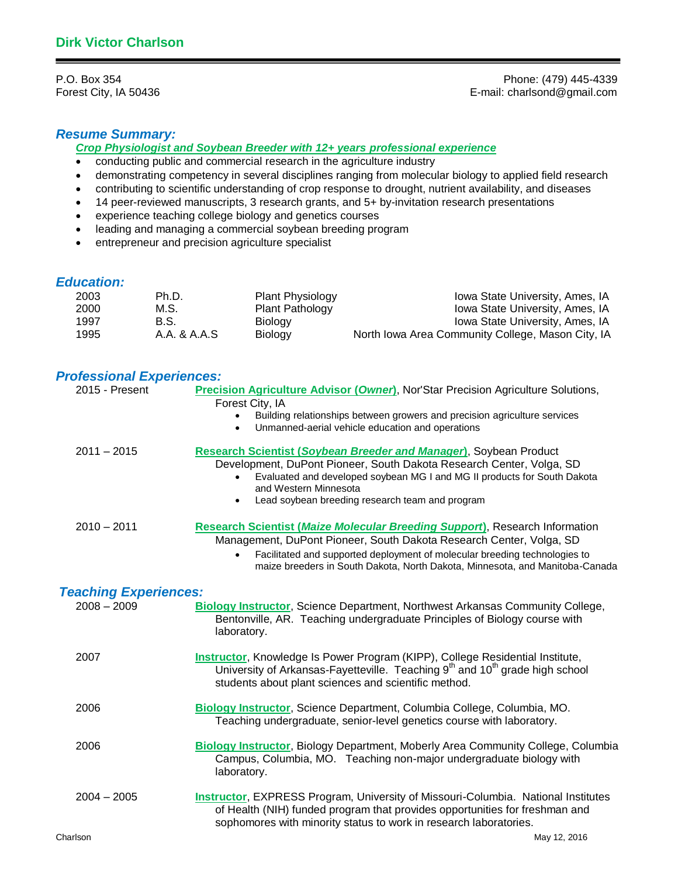# Dirk Victor Charlson

P.O. Box 354
Forest City, IA 50436

Phone: (479) 445-4339
E-mail: charlsond@gmail.com

## *Resume Summary:*

***Crop Physiologist and Soybean Breeder with 12+ years professional experience***

- conducting public and commercial research in the agriculture industry
- demonstrating competency in several disciplines ranging from molecular biology to applied field research
- contributing to scientific understanding of crop response to drought, nutrient availability, and diseases
- 14 peer-reviewed manuscripts, 3 research grants, and 5+ by-invitation research presentations
- experience teaching college biology and genetics courses
- leading and managing a commercial soybean breeding program
- entrepreneur and precision agriculture specialist

## *Education:*

| | | | |
|---|---|---|---|
| 2003 | Ph.D. | Plant Physiology | Iowa State University, Ames, IA |
| 2000 | M.S. | Plant Pathology | Iowa State University, Ames, IA |
| 1997 | B.S. | Biology | Iowa State University, Ames, IA |
| 1995 | A.A. & A.A.S | Biology | North Iowa Area Community College, Mason City, IA |

## *Professional Experiences:*

**2015 - Present** — **Precision Agriculture Advisor (*Owner*)**, Nor'Star Precision Agriculture Solutions, Forest City, IA
- Building relationships between growers and precision agriculture services
- Unmanned-aerial vehicle education and operations

**2011 – 2015** — **Research Scientist (*Soybean Breeder and Manager*)**, Soybean Product Development, DuPont Pioneer, South Dakota Research Center, Volga, SD
- Evaluated and developed soybean MG I and MG II products for South Dakota and Western Minnesota
- Lead soybean breeding research team and program

**2010 – 2011** — **Research Scientist (*Maize Molecular Breeding Support*)**, Research Information Management, DuPont Pioneer, South Dakota Research Center, Volga, SD
- Facilitated and supported deployment of molecular breeding technologies to maize breeders in South Dakota, North Dakota, Minnesota, and Manitoba-Canada

## *Teaching Experiences:*

**2008 – 2009** — **Biology Instructor**, Science Department, Northwest Arkansas Community College, Bentonville, AR. Teaching undergraduate Principles of Biology course with laboratory.

**2007** — **Instructor**, Knowledge Is Power Program (KIPP), College Residential Institute, University of Arkansas-Fayetteville. Teaching 9th and 10th grade high school students about plant sciences and scientific method.

**2006** — **Biology Instructor**, Science Department, Columbia College, Columbia, MO. Teaching undergraduate, senior-level genetics course with laboratory.

**2006** — **Biology Instructor**, Biology Department, Moberly Area Community College, Columbia Campus, Columbia, MO. Teaching non-major undergraduate biology with laboratory.

**2004 – 2005** — **Instructor**, EXPRESS Program, University of Missouri-Columbia. National Institutes of Health (NIH) funded program that provides opportunities for freshman and sophomores with minority status to work in research laboratories.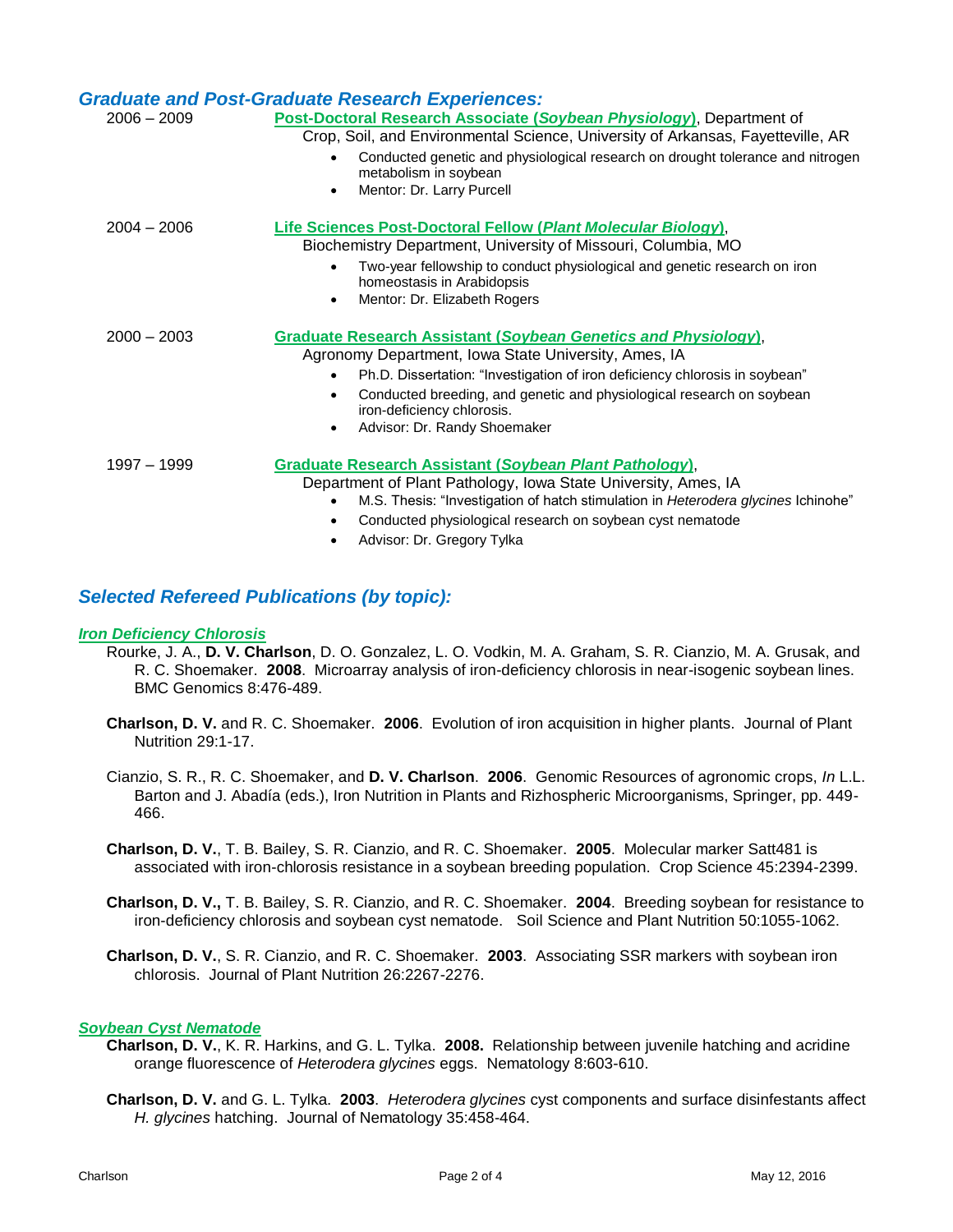## *Graduate and Post-Graduate Research Experiences:*

2006 – 2009 **Post-Doctoral Research Associate (*Soybean Physiology*)**, Department of Crop, Soil, and Environmental Science, University of Arkansas, Fayetteville, AR

- Conducted genetic and physiological research on drought tolerance and nitrogen metabolism in soybean
- Mentor: Dr. Larry Purcell

2004 – 2006 **Life Sciences Post-Doctoral Fellow (*Plant Molecular Biology*)**, Biochemistry Department, University of Missouri, Columbia, MO

- Two-year fellowship to conduct physiological and genetic research on iron homeostasis in Arabidopsis
- Mentor: Dr. Elizabeth Rogers

2000 – 2003 **Graduate Research Assistant (*Soybean Genetics and Physiology*)**, Agronomy Department, Iowa State University, Ames, IA

- Ph.D. Dissertation: "Investigation of iron deficiency chlorosis in soybean"
- Conducted breeding, and genetic and physiological research on soybean iron-deficiency chlorosis.
- Advisor: Dr. Randy Shoemaker

1997 – 1999 **Graduate Research Assistant (*Soybean Plant Pathology*)**, Department of Plant Pathology, Iowa State University, Ames, IA

- M.S. Thesis: "Investigation of hatch stimulation in *Heterodera glycines* Ichinohe"
- Conducted physiological research on soybean cyst nematode
- Advisor: Dr. Gregory Tylka

## *Selected Refereed Publications (by topic):*

### *Iron Deficiency Chlorosis*

Rourke, J. A., **D. V. Charlson**, D. O. Gonzalez, L. O. Vodkin, M. A. Graham, S. R. Cianzio, M. A. Grusak, and R. C. Shoemaker. **2008**. Microarray analysis of iron-deficiency chlorosis in near-isogenic soybean lines. BMC Genomics 8:476-489.

**Charlson, D. V.** and R. C. Shoemaker. **2006**. Evolution of iron acquisition in higher plants. Journal of Plant Nutrition 29:1-17.

Cianzio, S. R., R. C. Shoemaker, and **D. V. Charlson**. **2006**. Genomic Resources of agronomic crops, *In* L.L. Barton and J. Abadía (eds.), Iron Nutrition in Plants and Rizhospheric Microorganisms, Springer, pp. 449-466.

**Charlson, D. V.**, T. B. Bailey, S. R. Cianzio, and R. C. Shoemaker. **2005**. Molecular marker Satt481 is associated with iron-chlorosis resistance in a soybean breeding population. Crop Science 45:2394-2399.

**Charlson, D. V.,** T. B. Bailey, S. R. Cianzio, and R. C. Shoemaker. **2004**. Breeding soybean for resistance to iron-deficiency chlorosis and soybean cyst nematode. Soil Science and Plant Nutrition 50:1055-1062.

**Charlson, D. V.**, S. R. Cianzio, and R. C. Shoemaker. **2003**. Associating SSR markers with soybean iron chlorosis. Journal of Plant Nutrition 26:2267-2276.

### *Soybean Cyst Nematode*

**Charlson, D. V.**, K. R. Harkins, and G. L. Tylka. **2008.** Relationship between juvenile hatching and acridine orange fluorescence of *Heterodera glycines* eggs. Nematology 8:603-610.

**Charlson, D. V.** and G. L. Tylka. **2003**. *Heterodera glycines* cyst components and surface disinfestants affect *H. glycines* hatching. Journal of Nematology 35:458-464.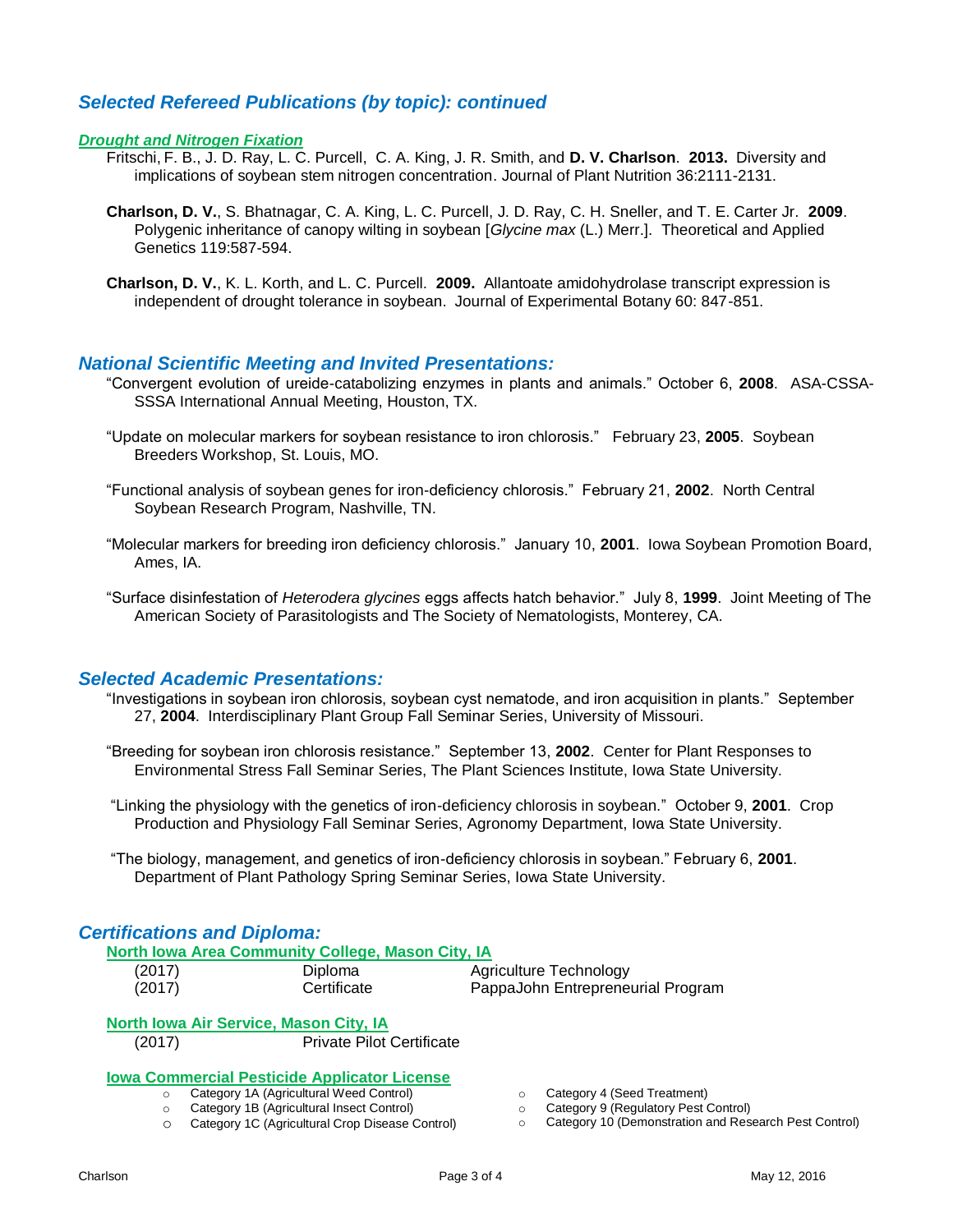## *Selected Refereed Publications (by topic): continued*

### ***Drought and Nitrogen Fixation***

Fritschi, F. B., J. D. Ray, L. C. Purcell, C. A. King, J. R. Smith, and **D. V. Charlson**. **2013.** Diversity and implications of soybean stem nitrogen concentration. Journal of Plant Nutrition 36:2111-2131.

**Charlson, D. V.**, S. Bhatnagar, C. A. King, L. C. Purcell, J. D. Ray, C. H. Sneller, and T. E. Carter Jr. **2009**. Polygenic inheritance of canopy wilting in soybean [*Glycine max* (L.) Merr.]. Theoretical and Applied Genetics 119:587-594.

**Charlson, D. V.**, K. L. Korth, and L. C. Purcell. **2009.** Allantoate amidohydrolase transcript expression is independent of drought tolerance in soybean. Journal of Experimental Botany 60: 847-851.

## *National Scientific Meeting and Invited Presentations:*

"Convergent evolution of ureide-catabolizing enzymes in plants and animals." October 6, **2008**. ASA-CSSA-SSSA International Annual Meeting, Houston, TX.

"Update on molecular markers for soybean resistance to iron chlorosis." February 23, **2005**. Soybean Breeders Workshop, St. Louis, MO.

"Functional analysis of soybean genes for iron-deficiency chlorosis." February 21, **2002**. North Central Soybean Research Program, Nashville, TN.

"Molecular markers for breeding iron deficiency chlorosis." January 10, **2001**. Iowa Soybean Promotion Board, Ames, IA.

"Surface disinfestation of *Heterodera glycines* eggs affects hatch behavior." July 8, **1999**. Joint Meeting of The American Society of Parasitologists and The Society of Nematologists, Monterey, CA.

## *Selected Academic Presentations:*

"Investigations in soybean iron chlorosis, soybean cyst nematode, and iron acquisition in plants." September 27, **2004**. Interdisciplinary Plant Group Fall Seminar Series, University of Missouri.

"Breeding for soybean iron chlorosis resistance." September 13, **2002**. Center for Plant Responses to Environmental Stress Fall Seminar Series, The Plant Sciences Institute, Iowa State University.

"Linking the physiology with the genetics of iron-deficiency chlorosis in soybean." October 9, **2001**. Crop Production and Physiology Fall Seminar Series, Agronomy Department, Iowa State University.

"The biology, management, and genetics of iron-deficiency chlorosis in soybean." February 6, **2001**. Department of Plant Pathology Spring Seminar Series, Iowa State University.

## *Certifications and Diploma:*

**North Iowa Area Community College, Mason City, IA**

| | | |
|---|---|---|
| (2017) | Diploma | Agriculture Technology |
| (2017) | Certificate | PappaJohn Entrepreneurial Program |

**North Iowa Air Service, Mason City, IA**

| | |
|---|---|
| (2017) | Private Pilot Certificate |

**Iowa Commercial Pesticide Applicator License**

- Category 1A (Agricultural Weed Control)
- Category 1B (Agricultural Insect Control)
- Category 1C (Agricultural Crop Disease Control)
- Category 4 (Seed Treatment)
- Category 9 (Regulatory Pest Control)
- Category 10 (Demonstration and Research Pest Control)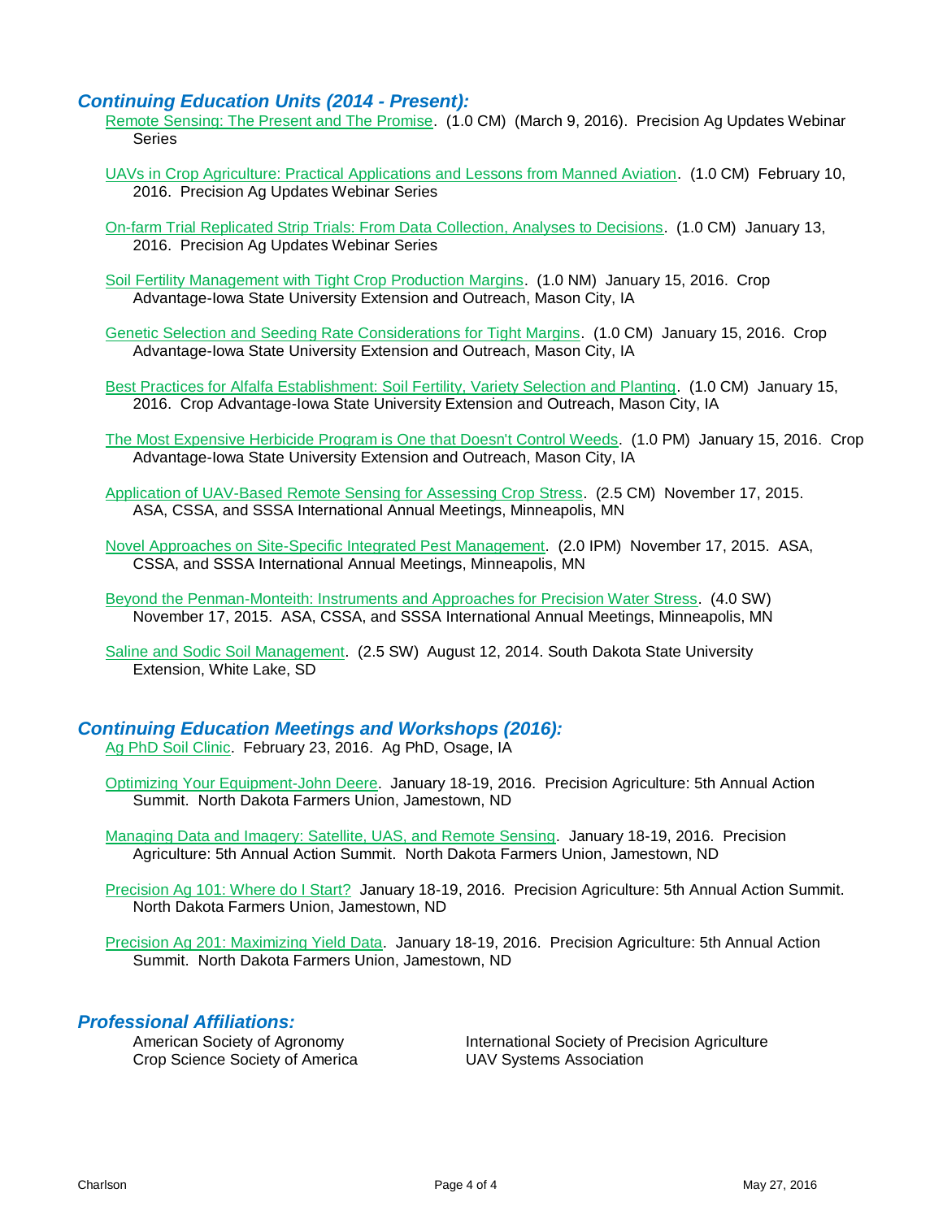## *Continuing Education Units (2014 - Present):*

Remote Sensing: The Present and The Promise. (1.0 CM) (March 9, 2016). Precision Ag Updates Webinar Series

UAVs in Crop Agriculture: Practical Applications and Lessons from Manned Aviation. (1.0 CM) February 10, 2016. Precision Ag Updates Webinar Series

On-farm Trial Replicated Strip Trials: From Data Collection, Analyses to Decisions. (1.0 CM) January 13, 2016. Precision Ag Updates Webinar Series

Soil Fertility Management with Tight Crop Production Margins. (1.0 NM) January 15, 2016. Crop Advantage-Iowa State University Extension and Outreach, Mason City, IA

Genetic Selection and Seeding Rate Considerations for Tight Margins. (1.0 CM) January 15, 2016. Crop Advantage-Iowa State University Extension and Outreach, Mason City, IA

Best Practices for Alfalfa Establishment: Soil Fertility, Variety Selection and Planting. (1.0 CM) January 15, 2016. Crop Advantage-Iowa State University Extension and Outreach, Mason City, IA

The Most Expensive Herbicide Program is One that Doesn't Control Weeds. (1.0 PM) January 15, 2016. Crop Advantage-Iowa State University Extension and Outreach, Mason City, IA

Application of UAV-Based Remote Sensing for Assessing Crop Stress. (2.5 CM) November 17, 2015. ASA, CSSA, and SSSA International Annual Meetings, Minneapolis, MN

Novel Approaches on Site-Specific Integrated Pest Management. (2.0 IPM) November 17, 2015. ASA, CSSA, and SSSA International Annual Meetings, Minneapolis, MN

Beyond the Penman-Monteith: Instruments and Approaches for Precision Water Stress. (4.0 SW) November 17, 2015. ASA, CSSA, and SSSA International Annual Meetings, Minneapolis, MN

Saline and Sodic Soil Management. (2.5 SW) August 12, 2014. South Dakota State University Extension, White Lake, SD

## *Continuing Education Meetings and Workshops (2016):*

Ag PhD Soil Clinic. February 23, 2016. Ag PhD, Osage, IA

Optimizing Your Equipment-John Deere. January 18-19, 2016. Precision Agriculture: 5th Annual Action Summit. North Dakota Farmers Union, Jamestown, ND

Managing Data and Imagery: Satellite, UAS, and Remote Sensing. January 18-19, 2016. Precision Agriculture: 5th Annual Action Summit. North Dakota Farmers Union, Jamestown, ND

Precision Ag 101: Where do I Start? January 18-19, 2016. Precision Agriculture: 5th Annual Action Summit. North Dakota Farmers Union, Jamestown, ND

Precision Ag 201: Maximizing Yield Data. January 18-19, 2016. Precision Agriculture: 5th Annual Action Summit. North Dakota Farmers Union, Jamestown, ND

## *Professional Affiliations:*

American Society of Agronomy
Crop Science Society of America
International Society of Precision Agriculture
UAV Systems Association